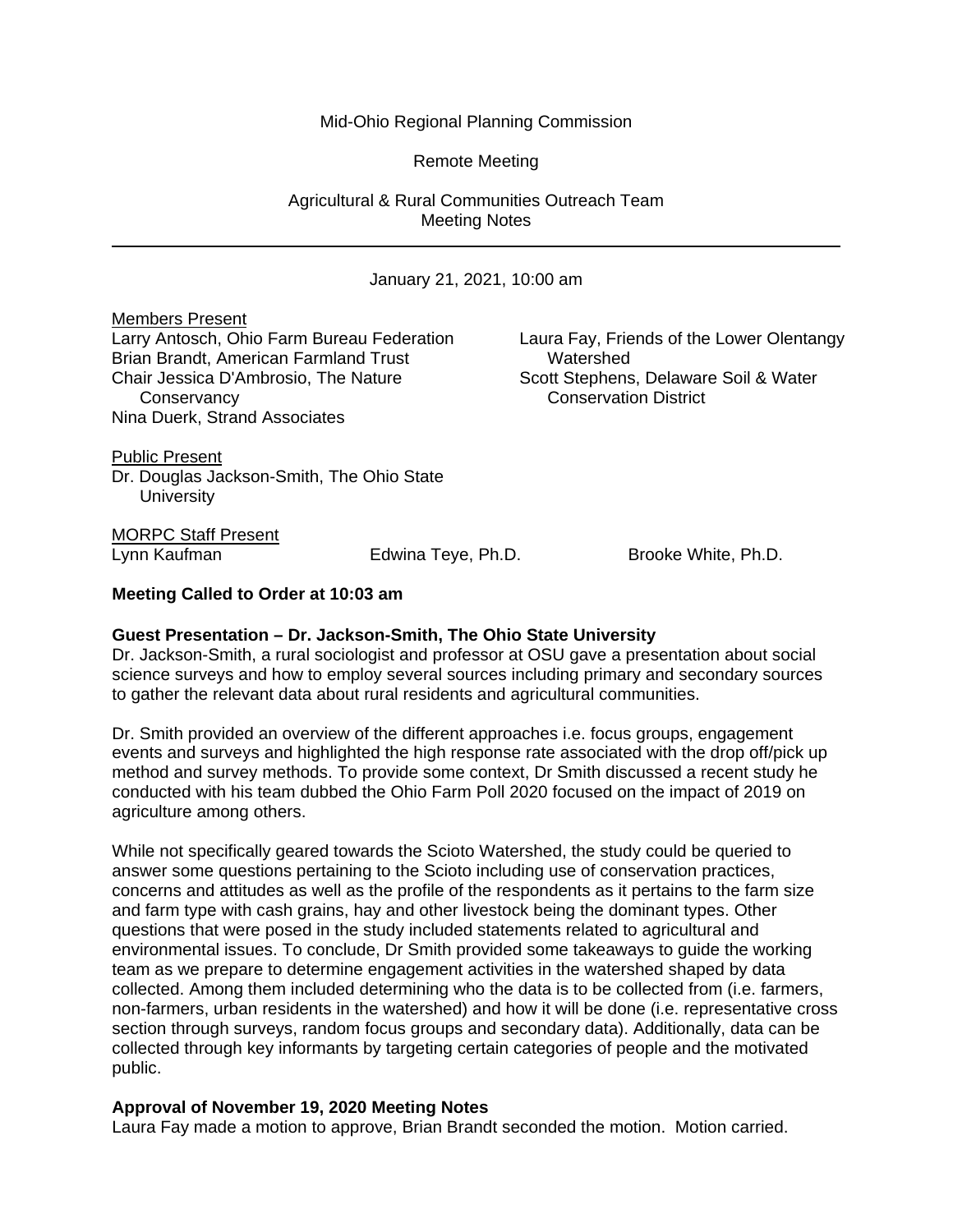Mid-Ohio Regional Planning Commission

Remote Meeting

Agricultural & Rural Communities Outreach Team
Meeting Notes

---

January 21, 2021, 10:00 am

Members Present

Larry Antosch, Ohio Farm Bureau Federation
Brian Brandt, American Farmland Trust
Chair Jessica D'Ambrosio, The Nature Conservancy
Nina Duerk, Strand Associates
Laura Fay, Friends of the Lower Olentangy Watershed
Scott Stephens, Delaware Soil & Water Conservation District

Public Present

Dr. Douglas Jackson-Smith, The Ohio State University

MORPC Staff Present

Lynn Kaufman
Edwina Teye, Ph.D.
Brooke White, Ph.D.

**Meeting Called to Order at 10:03 am**

**Guest Presentation – Dr. Jackson-Smith, The Ohio State University**

Dr. Jackson-Smith, a rural sociologist and professor at OSU gave a presentation about social science surveys and how to employ several sources including primary and secondary sources to gather the relevant data about rural residents and agricultural communities.

Dr. Smith provided an overview of the different approaches i.e. focus groups, engagement events and surveys and highlighted the high response rate associated with the drop off/pick up method and survey methods. To provide some context, Dr Smith discussed a recent study he conducted with his team dubbed the Ohio Farm Poll 2020 focused on the impact of 2019 on agriculture among others.

While not specifically geared towards the Scioto Watershed, the study could be queried to answer some questions pertaining to the Scioto including use of conservation practices, concerns and attitudes as well as the profile of the respondents as it pertains to the farm size and farm type with cash grains, hay and other livestock being the dominant types. Other questions that were posed in the study included statements related to agricultural and environmental issues. To conclude, Dr Smith provided some takeaways to guide the working team as we prepare to determine engagement activities in the watershed shaped by data collected. Among them included determining who the data is to be collected from (i.e. farmers, non-farmers, urban residents in the watershed) and how it will be done (i.e. representative cross section through surveys, random focus groups and secondary data). Additionally, data can be collected through key informants by targeting certain categories of people and the motivated public.

**Approval of November 19, 2020 Meeting Notes**

Laura Fay made a motion to approve, Brian Brandt seconded the motion. Motion carried.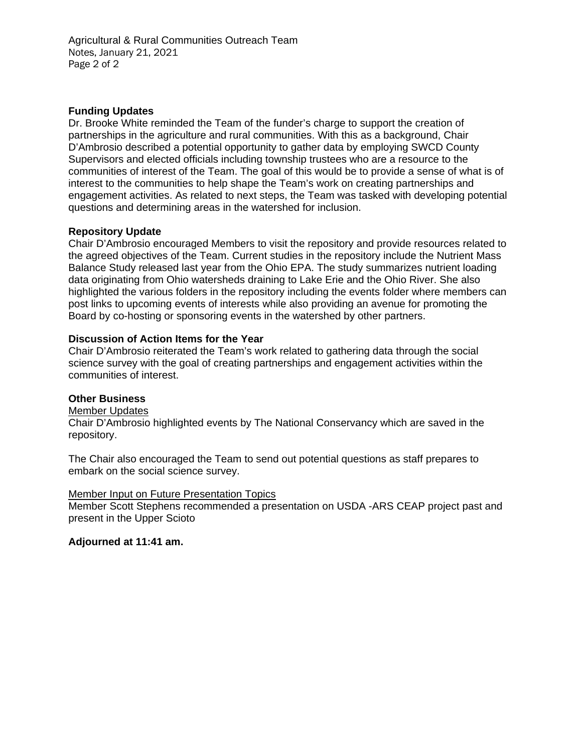**Funding Updates**
Dr. Brooke White reminded the Team of the funder's charge to support the creation of partnerships in the agriculture and rural communities. With this as a background, Chair D'Ambrosio described a potential opportunity to gather data by employing SWCD County Supervisors and elected officials including township trustees who are a resource to the communities of interest of the Team. The goal of this would be to provide a sense of what is of interest to the communities to help shape the Team's work on creating partnerships and engagement activities. As related to next steps, the Team was tasked with developing potential questions and determining areas in the watershed for inclusion.

**Repository Update**
Chair D'Ambrosio encouraged Members to visit the repository and provide resources related to the agreed objectives of the Team. Current studies in the repository include the Nutrient Mass Balance Study released last year from the Ohio EPA. The study summarizes nutrient loading data originating from Ohio watersheds draining to Lake Erie and the Ohio River. She also highlighted the various folders in the repository including the events folder where members can post links to upcoming events of interests while also providing an avenue for promoting the Board by co-hosting or sponsoring events in the watershed by other partners.

**Discussion of Action Items for the Year**
Chair D'Ambrosio reiterated the Team's work related to gathering data through the social science survey with the goal of creating partnerships and engagement activities within the communities of interest.

**Other Business**

Member Updates

Chair D'Ambrosio highlighted events by The National Conservancy which are saved in the repository.

The Chair also encouraged the Team to send out potential questions as staff prepares to embark on the social science survey.

Member Input on Future Presentation Topics

Member Scott Stephens recommended a presentation on USDA -ARS CEAP project past and present in the Upper Scioto

**Adjourned at 11:41 am.**